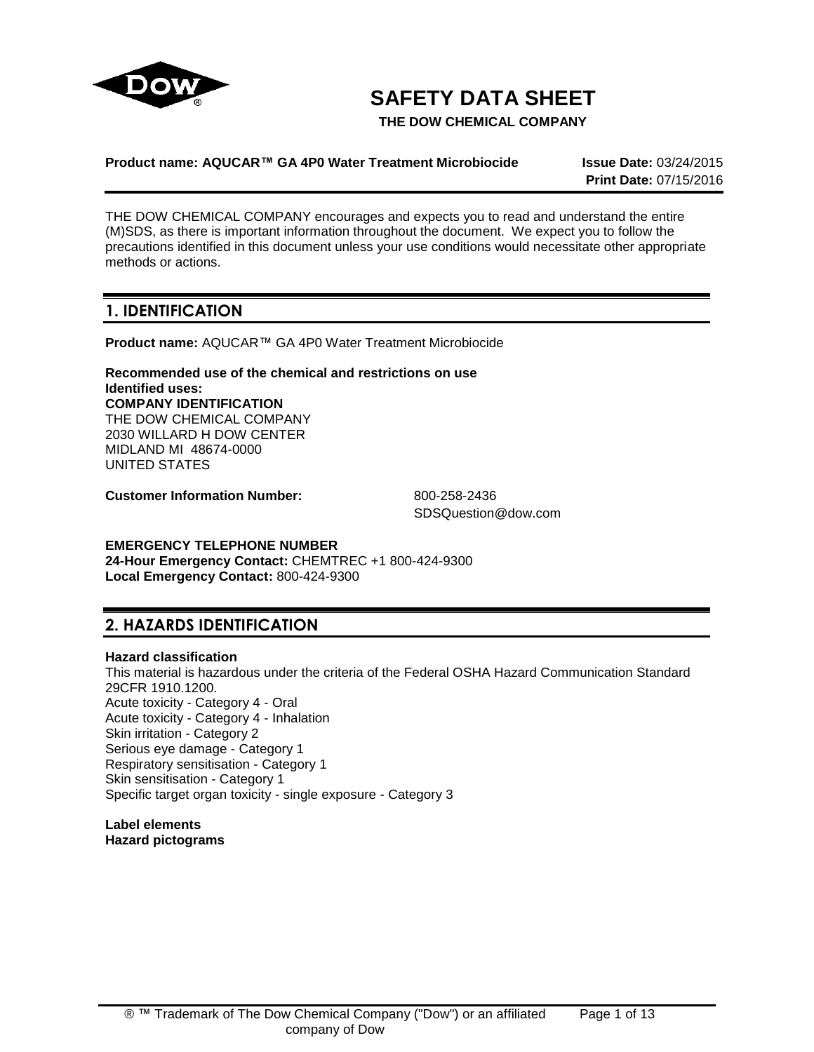# SAFETY DATA SHEET

**THE DOW CHEMICAL COMPANY**

**Product name: AQUCAR™ GA 4P0 Water Treatment Microbiocide**

**Issue Date:** 03/24/2015
**Print Date:** 07/15/2016

THE DOW CHEMICAL COMPANY encourages and expects you to read and understand the entire (M)SDS, as there is important information throughout the document. We expect you to follow the precautions identified in this document unless your use conditions would necessitate other appropriate methods or actions.

## 1. IDENTIFICATION

**Product name:** AQUCAR™ GA 4P0 Water Treatment Microbiocide

**Recommended use of the chemical and restrictions on use**
**Identified uses:**
**COMPANY IDENTIFICATION**
THE DOW CHEMICAL COMPANY
2030 WILLARD H DOW CENTER
MIDLAND MI 48674-0000
UNITED STATES

**Customer Information Number:** 800-258-2436
SDSQuestion@dow.com

**EMERGENCY TELEPHONE NUMBER**
**24-Hour Emergency Contact:** CHEMTREC +1 800-424-9300
**Local Emergency Contact:** 800-424-9300

## 2. HAZARDS IDENTIFICATION

**Hazard classification**
This material is hazardous under the criteria of the Federal OSHA Hazard Communication Standard 29CFR 1910.1200.
Acute toxicity - Category 4 - Oral
Acute toxicity - Category 4 - Inhalation
Skin irritation - Category 2
Serious eye damage - Category 1
Respiratory sensitisation - Category 1
Skin sensitisation - Category 1
Specific target organ toxicity - single exposure - Category 3

**Label elements**
**Hazard pictograms**

® ™ Trademark of The Dow Chemical Company ("Dow") or an affiliated company of Dow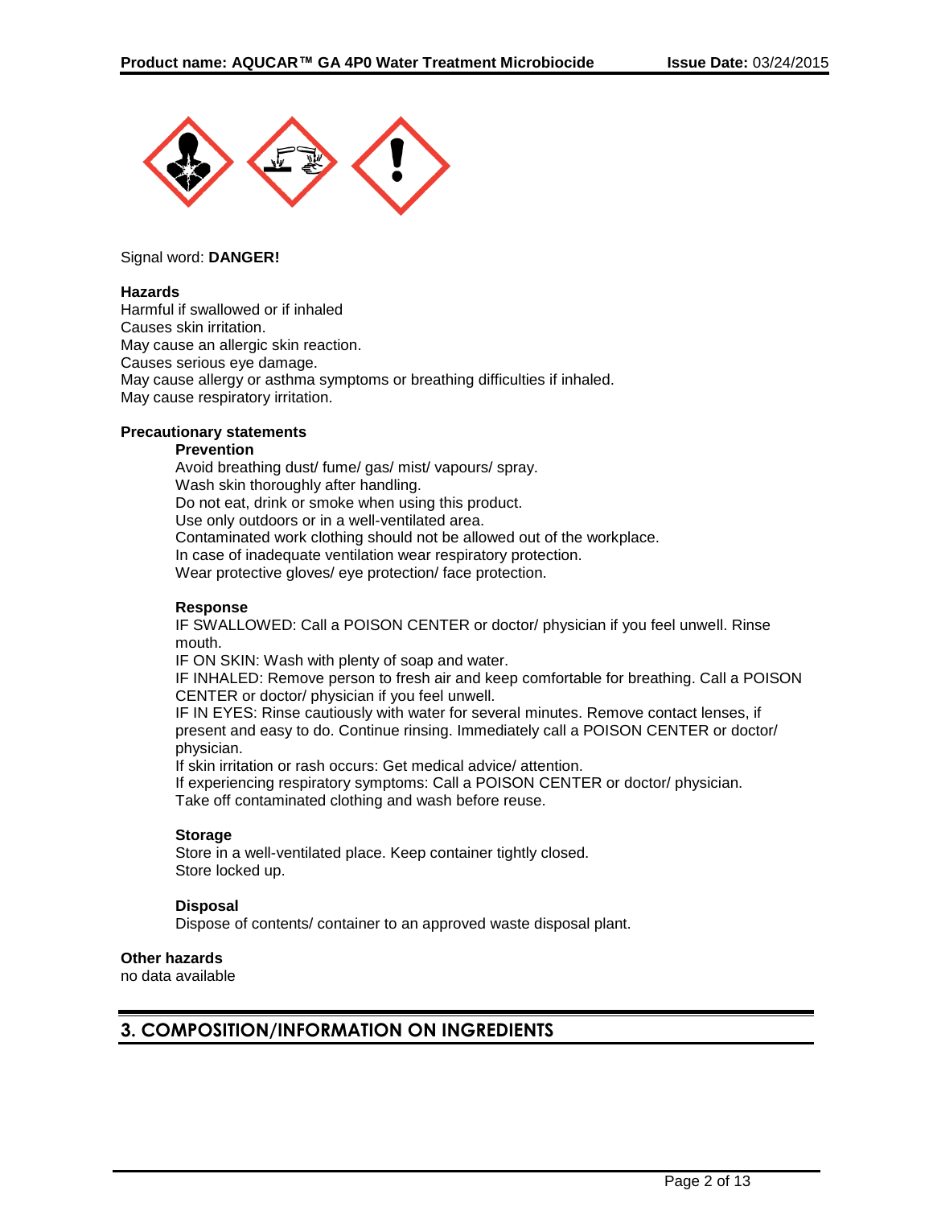Signal word: **DANGER!**

**Hazards**

Harmful if swallowed or if inhaled
Causes skin irritation.
May cause an allergic skin reaction.
Causes serious eye damage.
May cause allergy or asthma symptoms or breathing difficulties if inhaled.
May cause respiratory irritation.

**Precautionary statements**

**Prevention**

Avoid breathing dust/ fume/ gas/ mist/ vapours/ spray.
Wash skin thoroughly after handling.
Do not eat, drink or smoke when using this product.
Use only outdoors or in a well-ventilated area.
Contaminated work clothing should not be allowed out of the workplace.
In case of inadequate ventilation wear respiratory protection.
Wear protective gloves/ eye protection/ face protection.

**Response**

IF SWALLOWED: Call a POISON CENTER or doctor/ physician if you feel unwell. Rinse mouth.
IF ON SKIN: Wash with plenty of soap and water.
IF INHALED: Remove person to fresh air and keep comfortable for breathing. Call a POISON CENTER or doctor/ physician if you feel unwell.
IF IN EYES: Rinse cautiously with water for several minutes. Remove contact lenses, if present and easy to do. Continue rinsing. Immediately call a POISON CENTER or doctor/ physician.
If skin irritation or rash occurs: Get medical advice/ attention.
If experiencing respiratory symptoms: Call a POISON CENTER or doctor/ physician.
Take off contaminated clothing and wash before reuse.

**Storage**

Store in a well-ventilated place. Keep container tightly closed.
Store locked up.

**Disposal**

Dispose of contents/ container to an approved waste disposal plant.

**Other hazards**

no data available

## 3. COMPOSITION/INFORMATION ON INGREDIENTS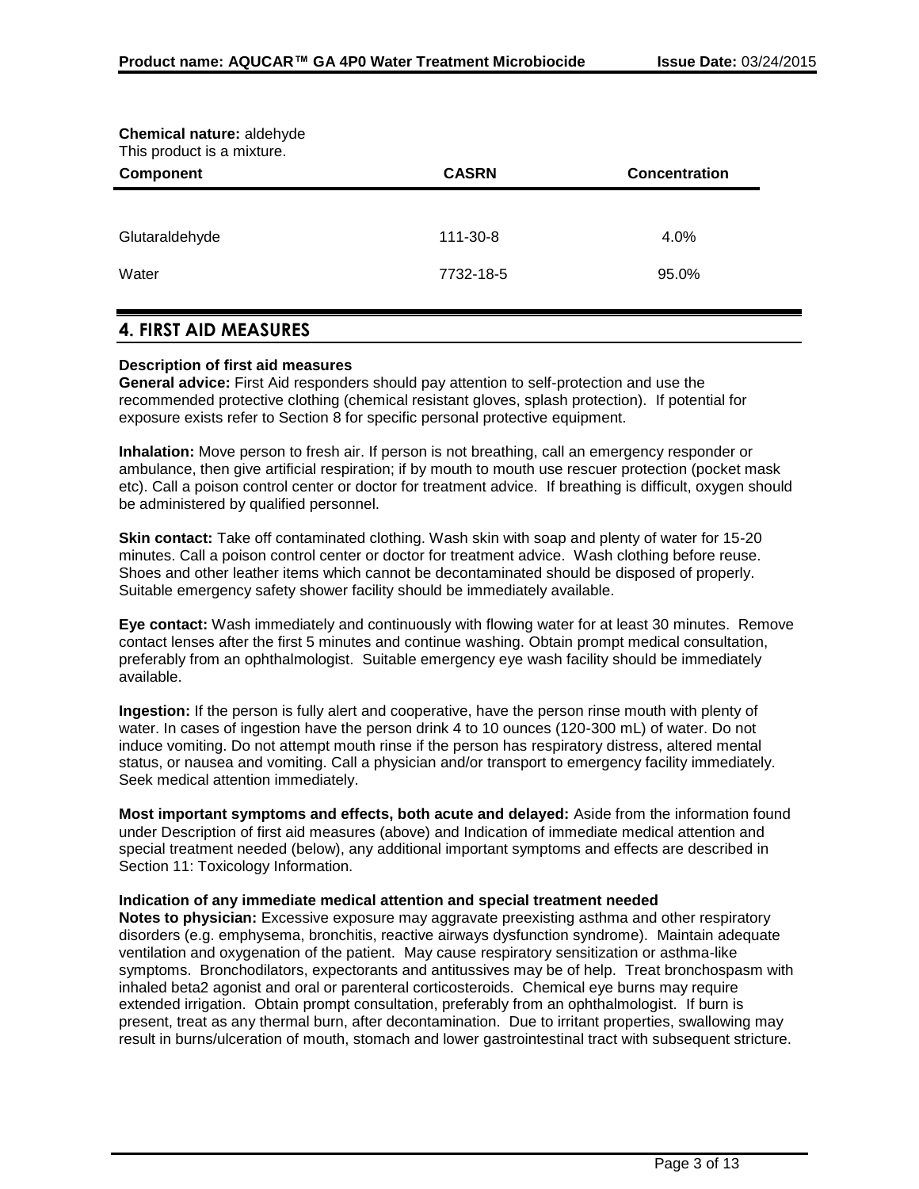**Chemical nature:** aldehyde

This product is a mixture.

| Component | CASRN | Concentration |
|---|---|---|
| Glutaraldehyde | 111-30-8 | 4.0% |
| Water | 7732-18-5 | 95.0% |

## 4. FIRST AID MEASURES

**Description of first aid measures**

**General advice:** First Aid responders should pay attention to self-protection and use the recommended protective clothing (chemical resistant gloves, splash protection). If potential for exposure exists refer to Section 8 for specific personal protective equipment.

**Inhalation:** Move person to fresh air. If person is not breathing, call an emergency responder or ambulance, then give artificial respiration; if by mouth to mouth use rescuer protection (pocket mask etc). Call a poison control center or doctor for treatment advice. If breathing is difficult, oxygen should be administered by qualified personnel.

**Skin contact:** Take off contaminated clothing. Wash skin with soap and plenty of water for 15-20 minutes. Call a poison control center or doctor for treatment advice. Wash clothing before reuse. Shoes and other leather items which cannot be decontaminated should be disposed of properly. Suitable emergency safety shower facility should be immediately available.

**Eye contact:** Wash immediately and continuously with flowing water for at least 30 minutes. Remove contact lenses after the first 5 minutes and continue washing. Obtain prompt medical consultation, preferably from an ophthalmologist. Suitable emergency eye wash facility should be immediately available.

**Ingestion:** If the person is fully alert and cooperative, have the person rinse mouth with plenty of water. In cases of ingestion have the person drink 4 to 10 ounces (120-300 mL) of water. Do not induce vomiting. Do not attempt mouth rinse if the person has respiratory distress, altered mental status, or nausea and vomiting. Call a physician and/or transport to emergency facility immediately. Seek medical attention immediately.

**Most important symptoms and effects, both acute and delayed:** Aside from the information found under Description of first aid measures (above) and Indication of immediate medical attention and special treatment needed (below), any additional important symptoms and effects are described in Section 11: Toxicology Information.

**Indication of any immediate medical attention and special treatment needed**

**Notes to physician:** Excessive exposure may aggravate preexisting asthma and other respiratory disorders (e.g. emphysema, bronchitis, reactive airways dysfunction syndrome). Maintain adequate ventilation and oxygenation of the patient. May cause respiratory sensitization or asthma-like symptoms. Bronchodilators, expectorants and antitussives may be of help. Treat bronchospasm with inhaled beta2 agonist and oral or parenteral corticosteroids. Chemical eye burns may require extended irrigation. Obtain prompt consultation, preferably from an ophthalmologist. If burn is present, treat as any thermal burn, after decontamination. Due to irritant properties, swallowing may result in burns/ulceration of mouth, stomach and lower gastrointestinal tract with subsequent stricture.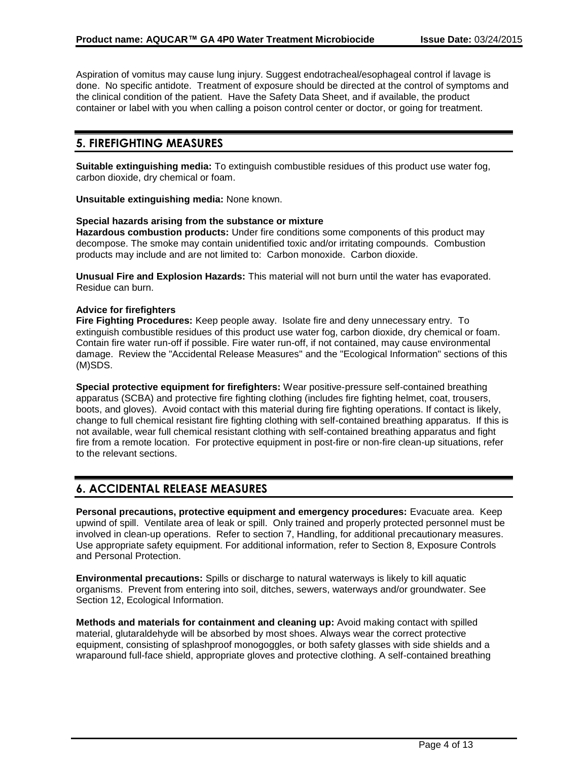Aspiration of vomitus may cause lung injury. Suggest endotracheal/esophageal control if lavage is done. No specific antidote. Treatment of exposure should be directed at the control of symptoms and the clinical condition of the patient. Have the Safety Data Sheet, and if available, the product container or label with you when calling a poison control center or doctor, or going for treatment.

## 5. FIREFIGHTING MEASURES

**Suitable extinguishing media:** To extinguish combustible residues of this product use water fog, carbon dioxide, dry chemical or foam.

**Unsuitable extinguishing media:** None known.

**Special hazards arising from the substance or mixture**

**Hazardous combustion products:** Under fire conditions some components of this product may decompose. The smoke may contain unidentified toxic and/or irritating compounds. Combustion products may include and are not limited to: Carbon monoxide. Carbon dioxide.

**Unusual Fire and Explosion Hazards:** This material will not burn until the water has evaporated. Residue can burn.

**Advice for firefighters**

**Fire Fighting Procedures:** Keep people away. Isolate fire and deny unnecessary entry. To extinguish combustible residues of this product use water fog, carbon dioxide, dry chemical or foam. Contain fire water run-off if possible. Fire water run-off, if not contained, may cause environmental damage. Review the "Accidental Release Measures" and the "Ecological Information" sections of this (M)SDS.

**Special protective equipment for firefighters:** Wear positive-pressure self-contained breathing apparatus (SCBA) and protective fire fighting clothing (includes fire fighting helmet, coat, trousers, boots, and gloves). Avoid contact with this material during fire fighting operations. If contact is likely, change to full chemical resistant fire fighting clothing with self-contained breathing apparatus. If this is not available, wear full chemical resistant clothing with self-contained breathing apparatus and fight fire from a remote location. For protective equipment in post-fire or non-fire clean-up situations, refer to the relevant sections.

## 6. ACCIDENTAL RELEASE MEASURES

**Personal precautions, protective equipment and emergency procedures:** Evacuate area. Keep upwind of spill. Ventilate area of leak or spill. Only trained and properly protected personnel must be involved in clean-up operations. Refer to section 7, Handling, for additional precautionary measures. Use appropriate safety equipment. For additional information, refer to Section 8, Exposure Controls and Personal Protection.

**Environmental precautions:** Spills or discharge to natural waterways is likely to kill aquatic organisms. Prevent from entering into soil, ditches, sewers, waterways and/or groundwater. See Section 12, Ecological Information.

**Methods and materials for containment and cleaning up:** Avoid making contact with spilled material, glutaraldehyde will be absorbed by most shoes. Always wear the correct protective equipment, consisting of splashproof monogoggles, or both safety glasses with side shields and a wraparound full-face shield, appropriate gloves and protective clothing. A self-contained breathing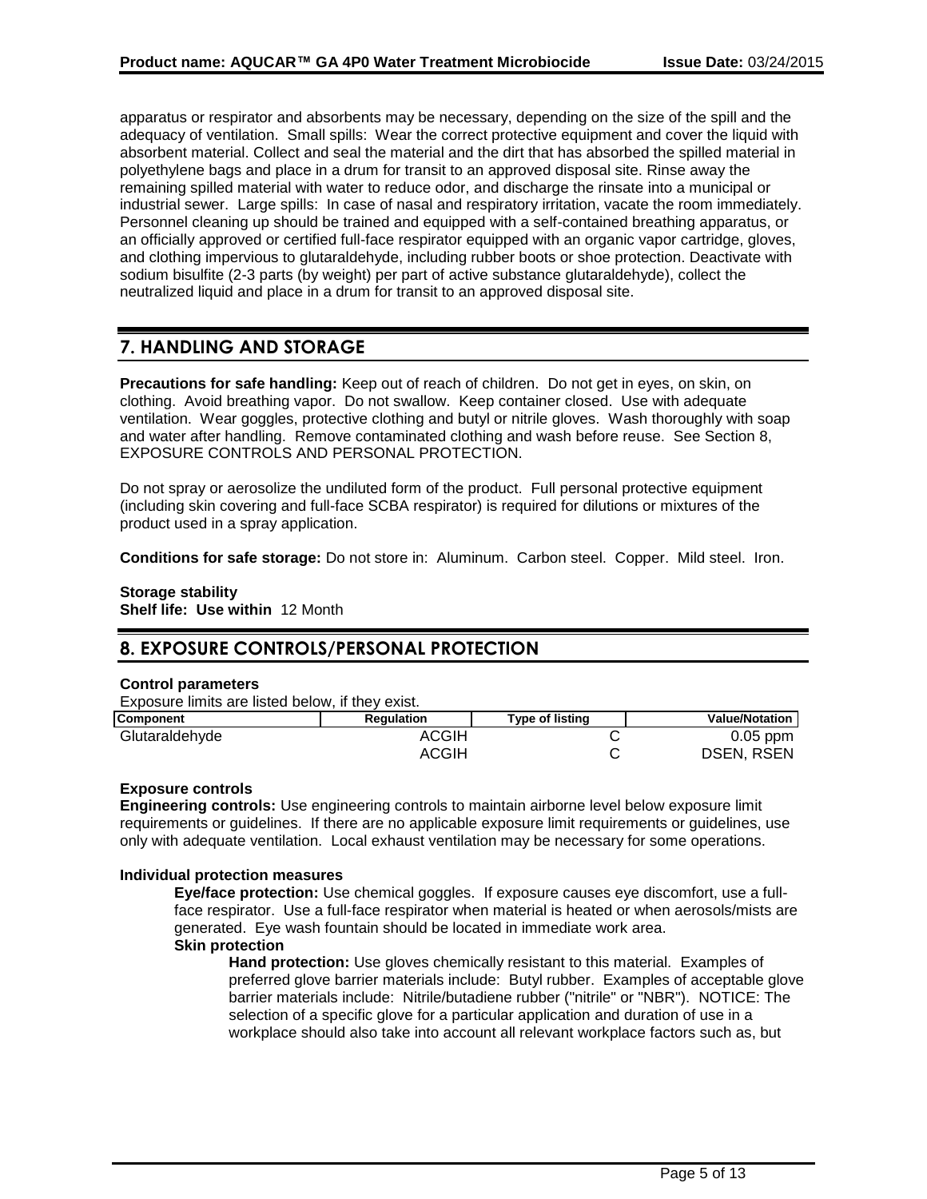apparatus or respirator and absorbents may be necessary, depending on the size of the spill and the adequacy of ventilation. Small spills: Wear the correct protective equipment and cover the liquid with absorbent material. Collect and seal the material and the dirt that has absorbed the spilled material in polyethylene bags and place in a drum for transit to an approved disposal site. Rinse away the remaining spilled material with water to reduce odor, and discharge the rinsate into a municipal or industrial sewer. Large spills: In case of nasal and respiratory irritation, vacate the room immediately. Personnel cleaning up should be trained and equipped with a self-contained breathing apparatus, or an officially approved or certified full-face respirator equipped with an organic vapor cartridge, gloves, and clothing impervious to glutaraldehyde, including rubber boots or shoe protection. Deactivate with sodium bisulfite (2-3 parts (by weight) per part of active substance glutaraldehyde), collect the neutralized liquid and place in a drum for transit to an approved disposal site.

## 7. HANDLING AND STORAGE

**Precautions for safe handling:** Keep out of reach of children. Do not get in eyes, on skin, on clothing. Avoid breathing vapor. Do not swallow. Keep container closed. Use with adequate ventilation. Wear goggles, protective clothing and butyl or nitrile gloves. Wash thoroughly with soap and water after handling. Remove contaminated clothing and wash before reuse. See Section 8, EXPOSURE CONTROLS AND PERSONAL PROTECTION.

Do not spray or aerosolize the undiluted form of the product. Full personal protective equipment (including skin covering and full-face SCBA respirator) is required for dilutions or mixtures of the product used in a spray application.

**Conditions for safe storage:** Do not store in: Aluminum. Carbon steel. Copper. Mild steel. Iron.

**Storage stability**
**Shelf life: Use within** 12 Month

## 8. EXPOSURE CONTROLS/PERSONAL PROTECTION

**Control parameters**

Exposure limits are listed below, if they exist.

| Component | Regulation | Type of listing | Value/Notation |
|---|---|---|---|
| Glutaraldehyde | ACGIH | C | 0.05 ppm |
| | ACGIH | C | DSEN, RSEN |

**Exposure controls**

**Engineering controls:** Use engineering controls to maintain airborne level below exposure limit requirements or guidelines. If there are no applicable exposure limit requirements or guidelines, use only with adequate ventilation. Local exhaust ventilation may be necessary for some operations.

**Individual protection measures**

**Eye/face protection:** Use chemical goggles. If exposure causes eye discomfort, use a full-face respirator. Use a full-face respirator when material is heated or when aerosols/mists are generated. Eye wash fountain should be located in immediate work area.

**Skin protection**

**Hand protection:** Use gloves chemically resistant to this material. Examples of preferred glove barrier materials include: Butyl rubber. Examples of acceptable glove barrier materials include: Nitrile/butadiene rubber ("nitrile" or "NBR"). NOTICE: The selection of a specific glove for a particular application and duration of use in a workplace should also take into account all relevant workplace factors such as, but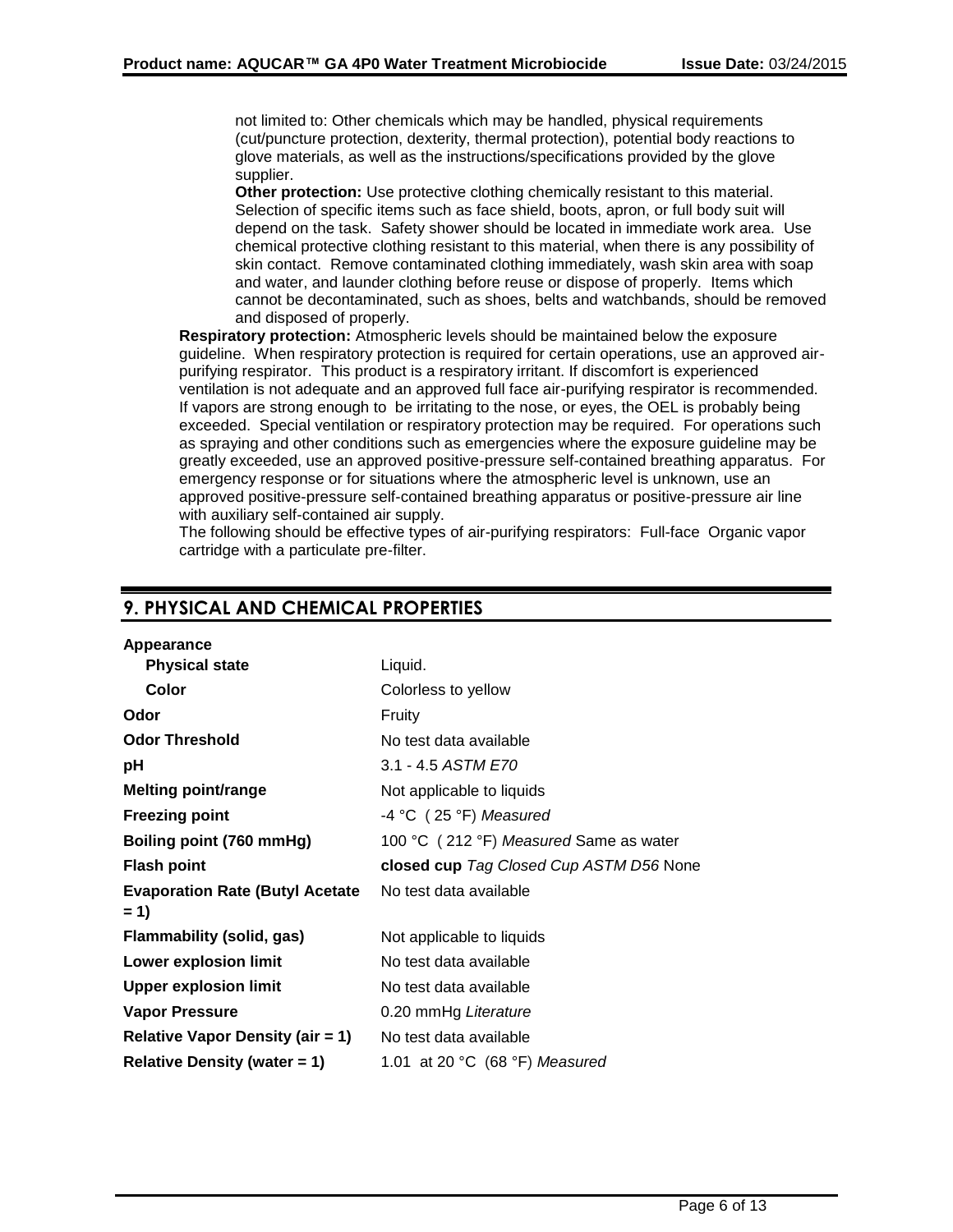not limited to: Other chemicals which may be handled, physical requirements (cut/puncture protection, dexterity, thermal protection), potential body reactions to glove materials, as well as the instructions/specifications provided by the glove supplier.

**Other protection:** Use protective clothing chemically resistant to this material. Selection of specific items such as face shield, boots, apron, or full body suit will depend on the task. Safety shower should be located in immediate work area. Use chemical protective clothing resistant to this material, when there is any possibility of skin contact. Remove contaminated clothing immediately, wash skin area with soap and water, and launder clothing before reuse or dispose of properly. Items which cannot be decontaminated, such as shoes, belts and watchbands, should be removed and disposed of properly.

**Respiratory protection:** Atmospheric levels should be maintained below the exposure guideline. When respiratory protection is required for certain operations, use an approved air-purifying respirator. This product is a respiratory irritant. If discomfort is experienced ventilation is not adequate and an approved full face air-purifying respirator is recommended. If vapors are strong enough to be irritating to the nose, or eyes, the OEL is probably being exceeded. Special ventilation or respiratory protection may be required. For operations such as spraying and other conditions such as emergencies where the exposure guideline may be greatly exceeded, use an approved positive-pressure self-contained breathing apparatus. For emergency response or for situations where the atmospheric level is unknown, use an approved positive-pressure self-contained breathing apparatus or positive-pressure air line with auxiliary self-contained air supply.

The following should be effective types of air-purifying respirators: Full-face Organic vapor cartridge with a particulate pre-filter.

## 9. PHYSICAL AND CHEMICAL PROPERTIES

| | |
|---|---|
| **Appearance** | |
| **Physical state** | Liquid. |
| **Color** | Colorless to yellow |
| **Odor** | Fruity |
| **Odor Threshold** | No test data available |
| **pH** | 3.1 - 4.5 *ASTM E70* |
| **Melting point/range** | Not applicable to liquids |
| **Freezing point** | -4 °C ( 25 °F) *Measured* |
| **Boiling point (760 mmHg)** | 100 °C ( 212 °F) *Measured* Same as water |
| **Flash point** | **closed cup** *Tag Closed Cup ASTM D56* None |
| **Evaporation Rate (Butyl Acetate = 1)** | No test data available |
| **Flammability (solid, gas)** | Not applicable to liquids |
| **Lower explosion limit** | No test data available |
| **Upper explosion limit** | No test data available |
| **Vapor Pressure** | 0.20 mmHg *Literature* |
| **Relative Vapor Density (air = 1)** | No test data available |
| **Relative Density (water = 1)** | 1.01 at 20 °C (68 °F) *Measured* |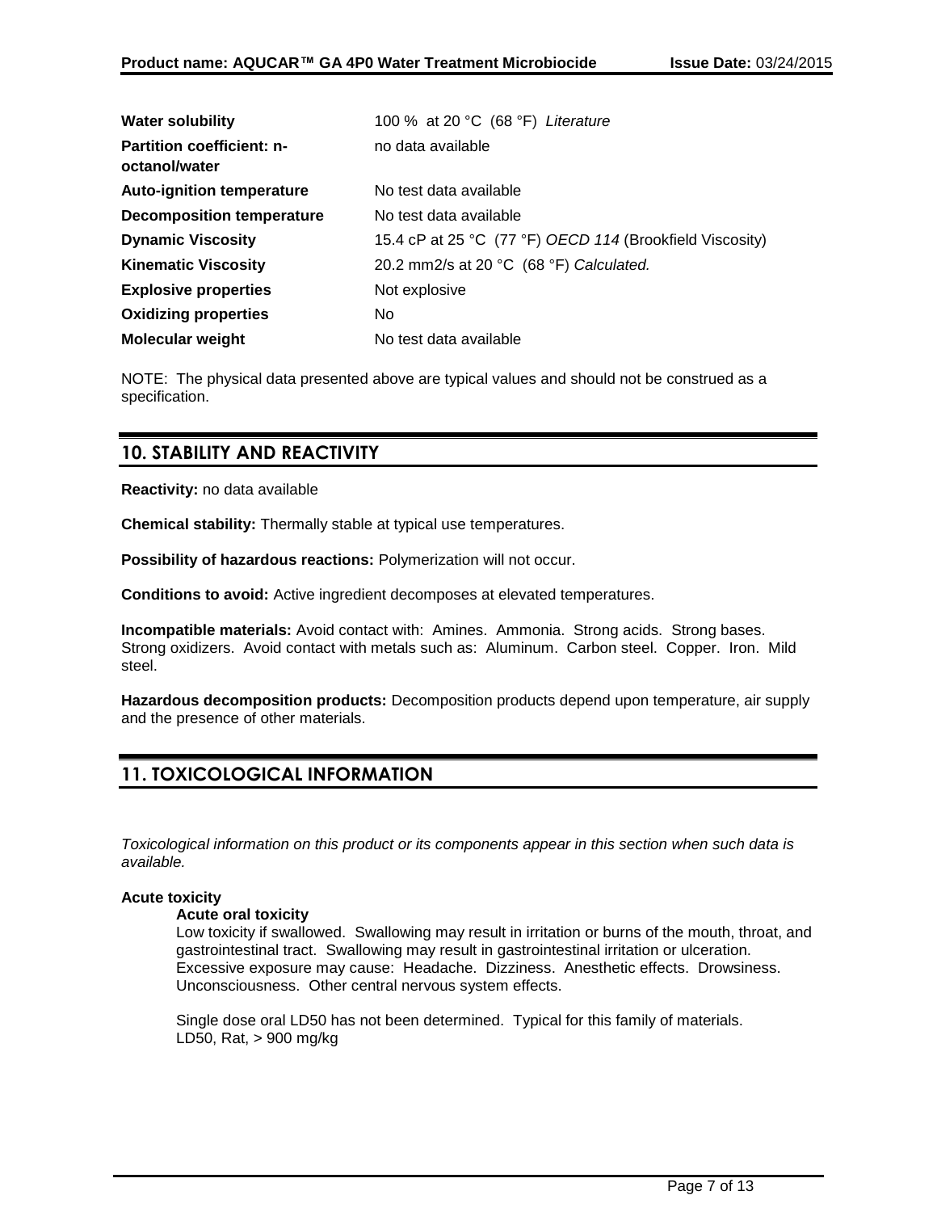| | |
|---|---|
| **Water solubility** | 100 % at 20 °C (68 °F) *Literature* |
| **Partition coefficient: n-octanol/water** | no data available |
| **Auto-ignition temperature** | No test data available |
| **Decomposition temperature** | No test data available |
| **Dynamic Viscosity** | 15.4 cP at 25 °C (77 °F) *OECD 114* (Brookfield Viscosity) |
| **Kinematic Viscosity** | 20.2 mm2/s at 20 °C (68 °F) *Calculated.* |
| **Explosive properties** | Not explosive |
| **Oxidizing properties** | No |
| **Molecular weight** | No test data available |

NOTE: The physical data presented above are typical values and should not be construed as a specification.

## 10. STABILITY AND REACTIVITY

**Reactivity:** no data available

**Chemical stability:** Thermally stable at typical use temperatures.

**Possibility of hazardous reactions:** Polymerization will not occur.

**Conditions to avoid:** Active ingredient decomposes at elevated temperatures.

**Incompatible materials:** Avoid contact with: Amines. Ammonia. Strong acids. Strong bases. Strong oxidizers. Avoid contact with metals such as: Aluminum. Carbon steel. Copper. Iron. Mild steel.

**Hazardous decomposition products:** Decomposition products depend upon temperature, air supply and the presence of other materials.

## 11. TOXICOLOGICAL INFORMATION

*Toxicological information on this product or its components appear in this section when such data is available.*

**Acute toxicity**

**Acute oral toxicity**

Low toxicity if swallowed. Swallowing may result in irritation or burns of the mouth, throat, and gastrointestinal tract. Swallowing may result in gastrointestinal irritation or ulceration. Excessive exposure may cause: Headache. Dizziness. Anesthetic effects. Drowsiness. Unconsciousness. Other central nervous system effects.

Single dose oral LD50 has not been determined. Typical for this family of materials.
LD50, Rat, > 900 mg/kg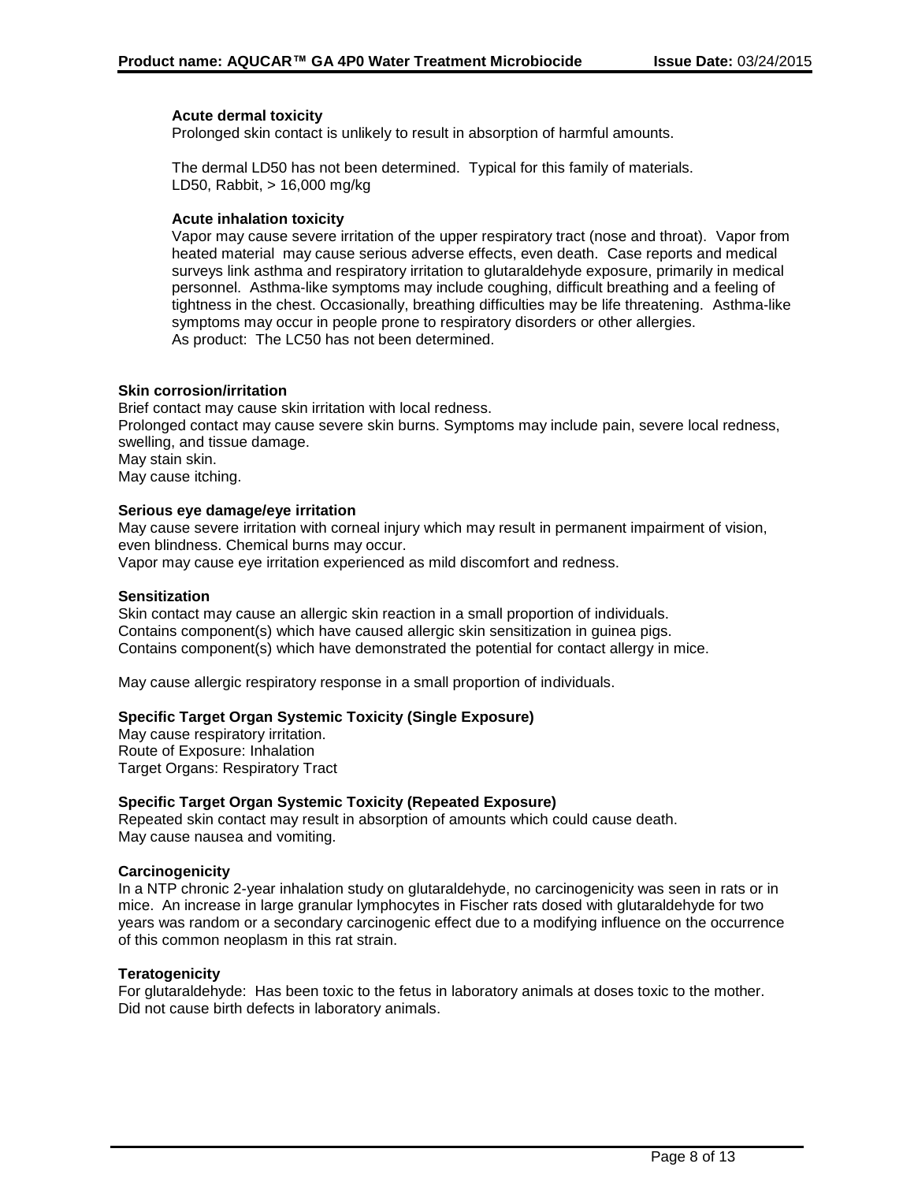#### Acute dermal toxicity

Prolonged skin contact is unlikely to result in absorption of harmful amounts.

The dermal LD50 has not been determined. Typical for this family of materials.
LD50, Rabbit, > 16,000 mg/kg

#### Acute inhalation toxicity

Vapor may cause severe irritation of the upper respiratory tract (nose and throat). Vapor from heated material may cause serious adverse effects, even death. Case reports and medical surveys link asthma and respiratory irritation to glutaraldehyde exposure, primarily in medical personnel. Asthma-like symptoms may include coughing, difficult breathing and a feeling of tightness in the chest. Occasionally, breathing difficulties may be life threatening. Asthma-like symptoms may occur in people prone to respiratory disorders or other allergies.
As product: The LC50 has not been determined.

### Skin corrosion/irritation

Brief contact may cause skin irritation with local redness.
Prolonged contact may cause severe skin burns. Symptoms may include pain, severe local redness, swelling, and tissue damage.
May stain skin.
May cause itching.

### Serious eye damage/eye irritation

May cause severe irritation with corneal injury which may result in permanent impairment of vision, even blindness. Chemical burns may occur.
Vapor may cause eye irritation experienced as mild discomfort and redness.

### Sensitization

Skin contact may cause an allergic skin reaction in a small proportion of individuals.
Contains component(s) which have caused allergic skin sensitization in guinea pigs.
Contains component(s) which have demonstrated the potential for contact allergy in mice.

May cause allergic respiratory response in a small proportion of individuals.

### Specific Target Organ Systemic Toxicity (Single Exposure)

May cause respiratory irritation.
Route of Exposure: Inhalation
Target Organs: Respiratory Tract

### Specific Target Organ Systemic Toxicity (Repeated Exposure)

Repeated skin contact may result in absorption of amounts which could cause death.
May cause nausea and vomiting.

### Carcinogenicity

In a NTP chronic 2-year inhalation study on glutaraldehyde, no carcinogenicity was seen in rats or in mice. An increase in large granular lymphocytes in Fischer rats dosed with glutaraldehyde for two years was random or a secondary carcinogenic effect due to a modifying influence on the occurrence of this common neoplasm in this rat strain.

### Teratogenicity

For glutaraldehyde: Has been toxic to the fetus in laboratory animals at doses toxic to the mother.
Did not cause birth defects in laboratory animals.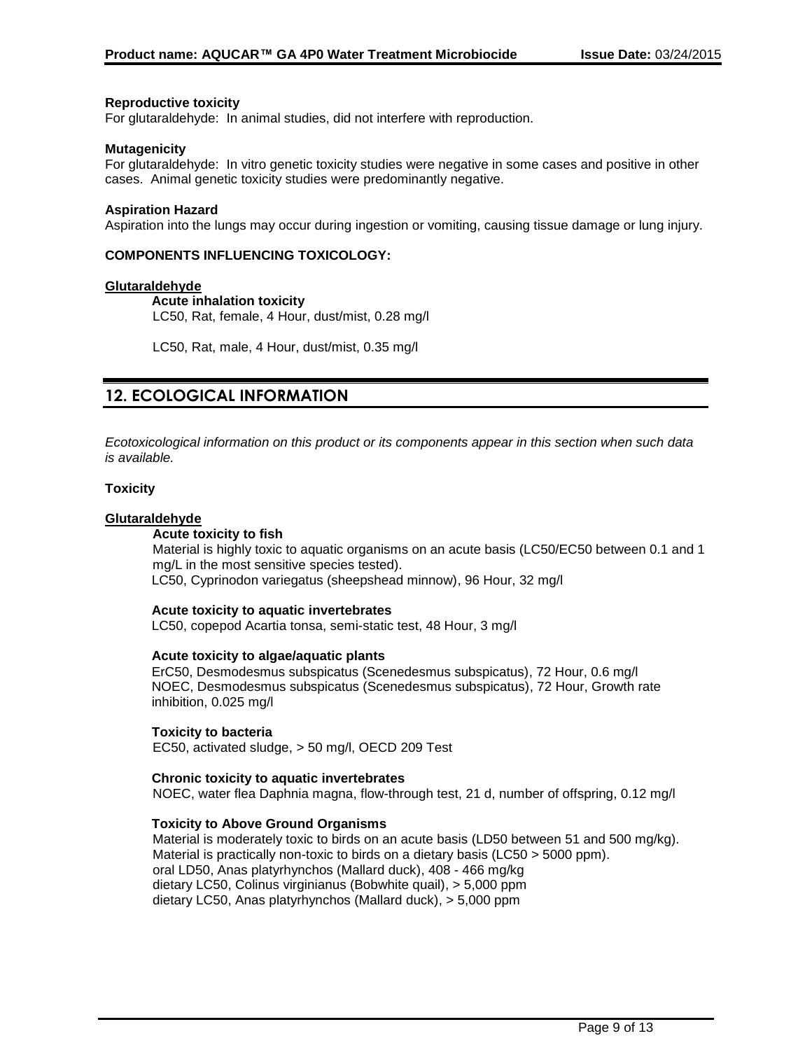**Reproductive toxicity**

For glutaraldehyde: In animal studies, did not interfere with reproduction.

**Mutagenicity**

For glutaraldehyde: In vitro genetic toxicity studies were negative in some cases and positive in other cases. Animal genetic toxicity studies were predominantly negative.

**Aspiration Hazard**

Aspiration into the lungs may occur during ingestion or vomiting, causing tissue damage or lung injury.

**COMPONENTS INFLUENCING TOXICOLOGY:**

**Glutaraldehyde**

**Acute inhalation toxicity**

LC50, Rat, female, 4 Hour, dust/mist, 0.28 mg/l

LC50, Rat, male, 4 Hour, dust/mist, 0.35 mg/l

## 12. ECOLOGICAL INFORMATION

*Ecotoxicological information on this product or its components appear in this section when such data is available.*

**Toxicity**

**Glutaraldehyde**

**Acute toxicity to fish**

Material is highly toxic to aquatic organisms on an acute basis (LC50/EC50 between 0.1 and 1 mg/L in the most sensitive species tested).

LC50, Cyprinodon variegatus (sheepshead minnow), 96 Hour, 32 mg/l

**Acute toxicity to aquatic invertebrates**

LC50, copepod Acartia tonsa, semi-static test, 48 Hour, 3 mg/l

**Acute toxicity to algae/aquatic plants**

ErC50, Desmodesmus subspicatus (Scenedesmus subspicatus), 72 Hour, 0.6 mg/l

NOEC, Desmodesmus subspicatus (Scenedesmus subspicatus), 72 Hour, Growth rate inhibition, 0.025 mg/l

**Toxicity to bacteria**

EC50, activated sludge, > 50 mg/l, OECD 209 Test

**Chronic toxicity to aquatic invertebrates**

NOEC, water flea Daphnia magna, flow-through test, 21 d, number of offspring, 0.12 mg/l

**Toxicity to Above Ground Organisms**

Material is moderately toxic to birds on an acute basis (LD50 between 51 and 500 mg/kg).

Material is practically non-toxic to birds on a dietary basis (LC50 > 5000 ppm).

oral LD50, Anas platyrhynchos (Mallard duck), 408 - 466 mg/kg

dietary LC50, Colinus virginianus (Bobwhite quail), > 5,000 ppm

dietary LC50, Anas platyrhynchos (Mallard duck), > 5,000 ppm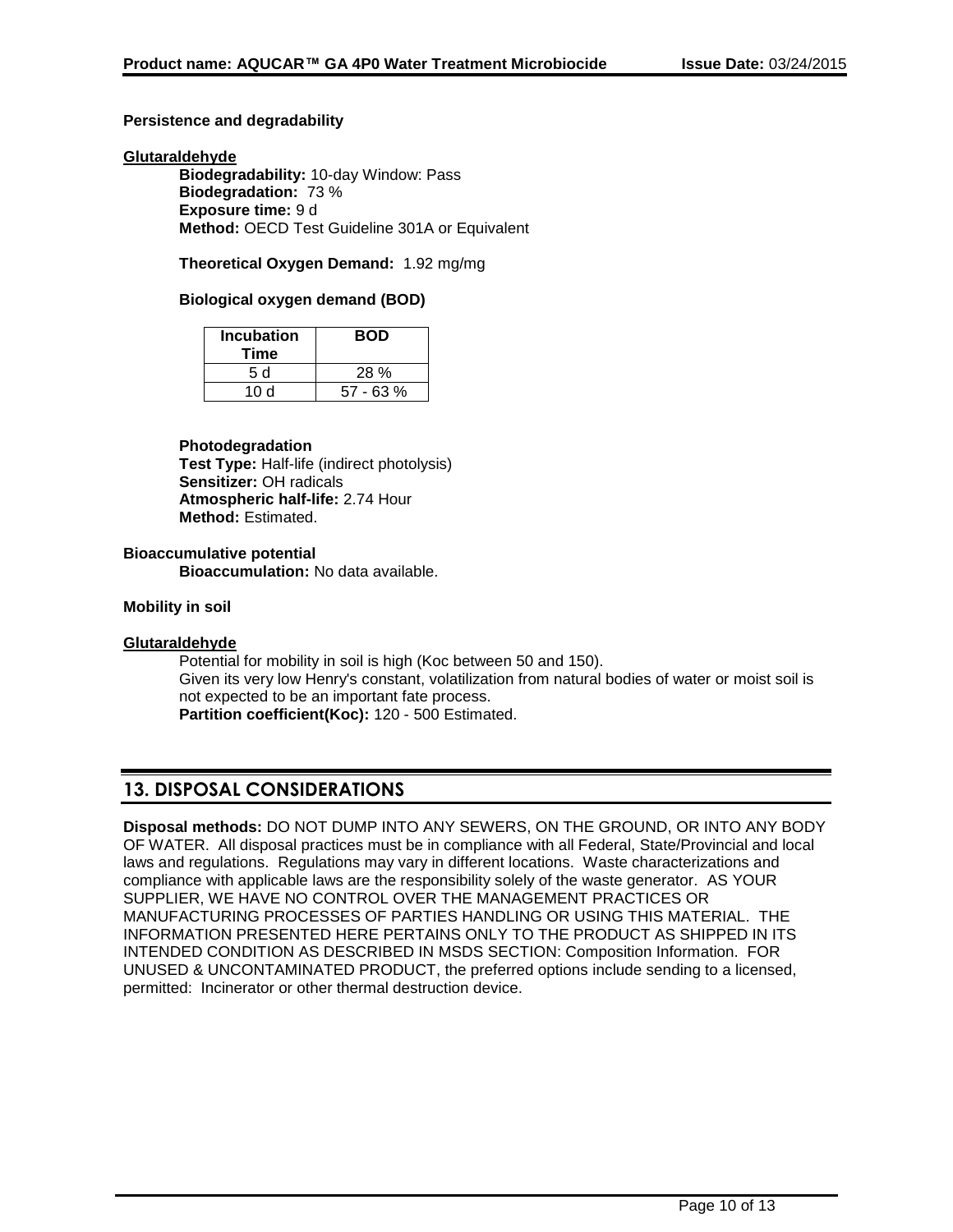**Persistence and degradability**

**Glutaraldehyde**

**Biodegradability:** 10-day Window: Pass
**Biodegradation:** 73 %
**Exposure time:** 9 d
**Method:** OECD Test Guideline 301A or Equivalent

**Theoretical Oxygen Demand:** 1.92 mg/mg

**Biological oxygen demand (BOD)**

| Incubation Time | BOD |
|---|---|
| 5 d | 28 % |
| 10 d | 57 - 63 % |

**Photodegradation**
**Test Type:** Half-life (indirect photolysis)
**Sensitizer:** OH radicals
**Atmospheric half-life:** 2.74 Hour
**Method:** Estimated.

**Bioaccumulative potential**
**Bioaccumulation:** No data available.

**Mobility in soil**

**Glutaraldehyde**

Potential for mobility in soil is high (Koc between 50 and 150).
Given its very low Henry's constant, volatilization from natural bodies of water or moist soil is not expected to be an important fate process.
**Partition coefficient(Koc):** 120 - 500 Estimated.

## 13. DISPOSAL CONSIDERATIONS

**Disposal methods:** DO NOT DUMP INTO ANY SEWERS, ON THE GROUND, OR INTO ANY BODY OF WATER. All disposal practices must be in compliance with all Federal, State/Provincial and local laws and regulations. Regulations may vary in different locations. Waste characterizations and compliance with applicable laws are the responsibility solely of the waste generator. AS YOUR SUPPLIER, WE HAVE NO CONTROL OVER THE MANAGEMENT PRACTICES OR MANUFACTURING PROCESSES OF PARTIES HANDLING OR USING THIS MATERIAL. THE INFORMATION PRESENTED HERE PERTAINS ONLY TO THE PRODUCT AS SHIPPED IN ITS INTENDED CONDITION AS DESCRIBED IN MSDS SECTION: Composition Information. FOR UNUSED & UNCONTAMINATED PRODUCT, the preferred options include sending to a licensed, permitted: Incinerator or other thermal destruction device.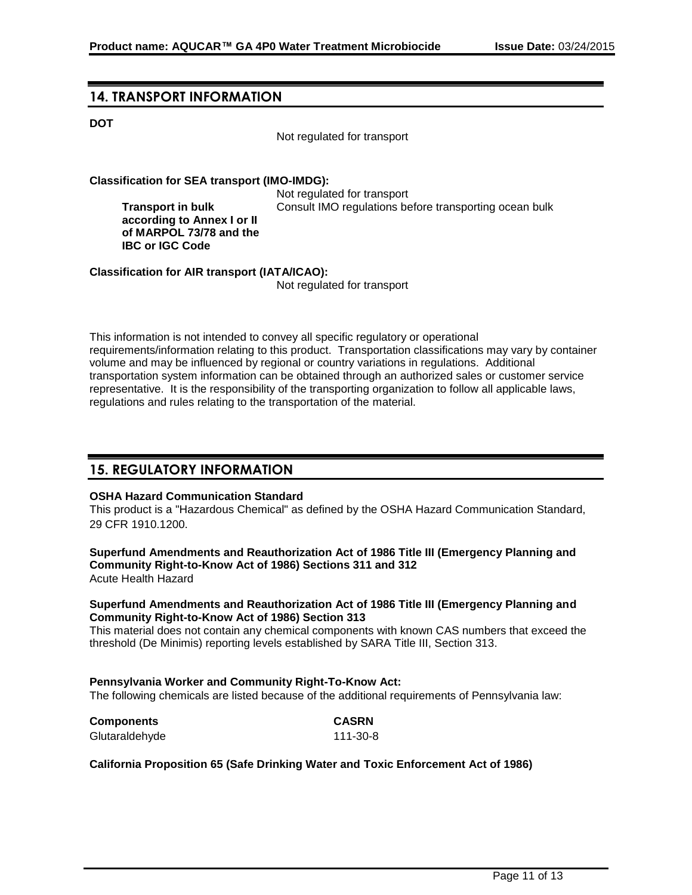## 14. TRANSPORT INFORMATION

**DOT**

Not regulated for transport

**Classification for SEA transport (IMO-IMDG):**

Not regulated for transport

**Transport in bulk according to Annex I or II of MARPOL 73/78 and the IBC or IGC Code**
Consult IMO regulations before transporting ocean bulk

**Classification for AIR transport (IATA/ICAO):**

Not regulated for transport

This information is not intended to convey all specific regulatory or operational requirements/information relating to this product. Transportation classifications may vary by container volume and may be influenced by regional or country variations in regulations. Additional transportation system information can be obtained through an authorized sales or customer service representative. It is the responsibility of the transporting organization to follow all applicable laws, regulations and rules relating to the transportation of the material.

## 15. REGULATORY INFORMATION

**OSHA Hazard Communication Standard**
This product is a "Hazardous Chemical" as defined by the OSHA Hazard Communication Standard, 29 CFR 1910.1200.

**Superfund Amendments and Reauthorization Act of 1986 Title III (Emergency Planning and Community Right-to-Know Act of 1986) Sections 311 and 312**
Acute Health Hazard

**Superfund Amendments and Reauthorization Act of 1986 Title III (Emergency Planning and Community Right-to-Know Act of 1986) Section 313**
This material does not contain any chemical components with known CAS numbers that exceed the threshold (De Minimis) reporting levels established by SARA Title III, Section 313.

**Pennsylvania Worker and Community Right-To-Know Act:**
The following chemicals are listed because of the additional requirements of Pennsylvania law:

| Components | CASRN |
|---|---|
| Glutaraldehyde | 111-30-8 |

**California Proposition 65 (Safe Drinking Water and Toxic Enforcement Act of 1986)**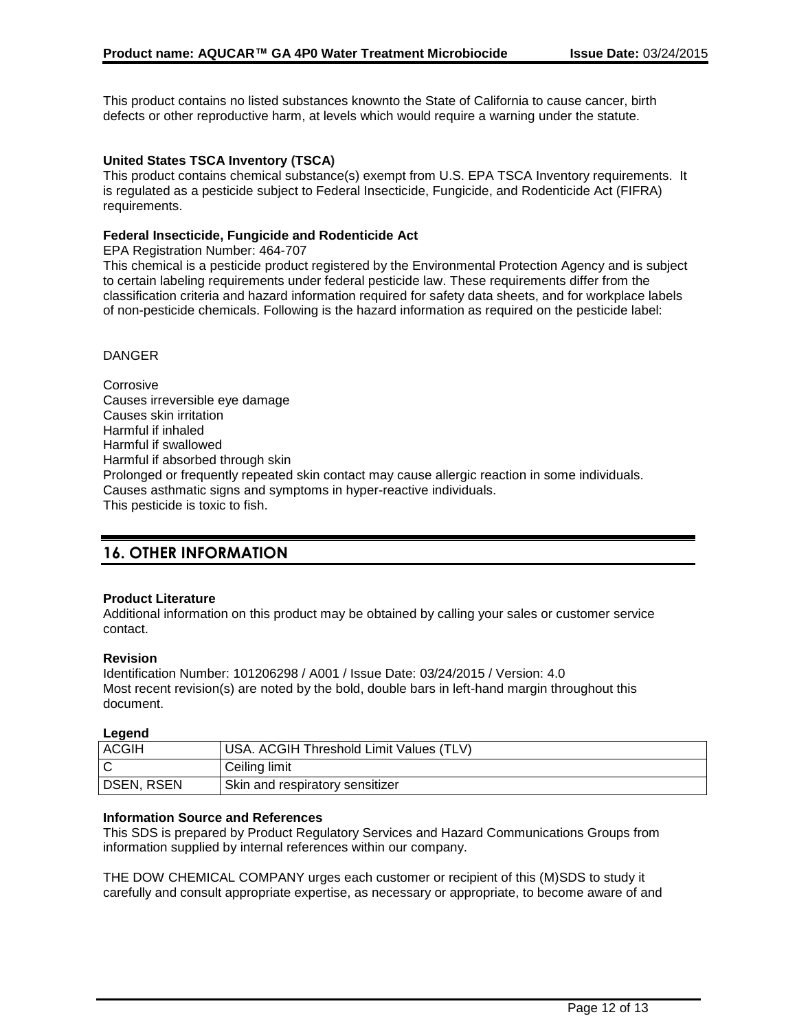This product contains no listed substances knownto the State of California to cause cancer, birth defects or other reproductive harm, at levels which would require a warning under the statute.

**United States TSCA Inventory (TSCA)**
This product contains chemical substance(s) exempt from U.S. EPA TSCA Inventory requirements. It is regulated as a pesticide subject to Federal Insecticide, Fungicide, and Rodenticide Act (FIFRA) requirements.

**Federal Insecticide, Fungicide and Rodenticide Act**
EPA Registration Number: 464-707
This chemical is a pesticide product registered by the Environmental Protection Agency and is subject to certain labeling requirements under federal pesticide law. These requirements differ from the classification criteria and hazard information required for safety data sheets, and for workplace labels of non-pesticide chemicals. Following is the hazard information as required on the pesticide label:

DANGER

Corrosive
Causes irreversible eye damage
Causes skin irritation
Harmful if inhaled
Harmful if swallowed
Harmful if absorbed through skin
Prolonged or frequently repeated skin contact may cause allergic reaction in some individuals.
Causes asthmatic signs and symptoms in hyper-reactive individuals.
This pesticide is toxic to fish.

## 16. OTHER INFORMATION

**Product Literature**
Additional information on this product may be obtained by calling your sales or customer service contact.

**Revision**
Identification Number: 101206298 / A001 / Issue Date: 03/24/2015 / Version: 4.0
Most recent revision(s) are noted by the bold, double bars in left-hand margin throughout this document.

**Legend**

| ACGIH | USA. ACGIH Threshold Limit Values (TLV) |
|---|---|
| C | Ceiling limit |
| DSEN, RSEN | Skin and respiratory sensitizer |

**Information Source and References**
This SDS is prepared by Product Regulatory Services and Hazard Communications Groups from information supplied by internal references within our company.

THE DOW CHEMICAL COMPANY urges each customer or recipient of this (M)SDS to study it carefully and consult appropriate expertise, as necessary or appropriate, to become aware of and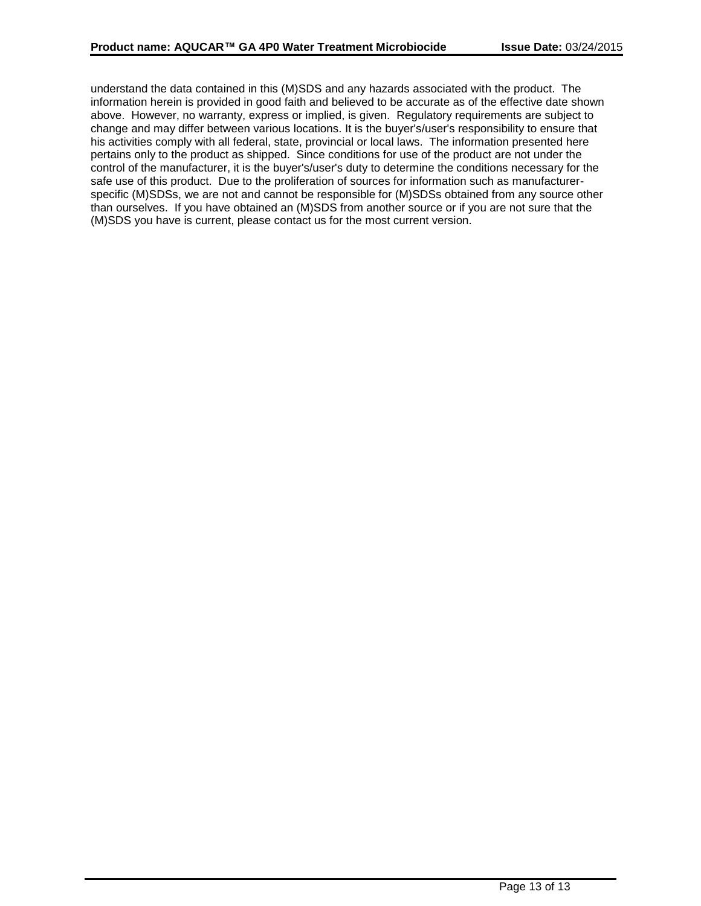understand the data contained in this (M)SDS and any hazards associated with the product. The information herein is provided in good faith and believed to be accurate as of the effective date shown above. However, no warranty, express or implied, is given. Regulatory requirements are subject to change and may differ between various locations. It is the buyer's/user's responsibility to ensure that his activities comply with all federal, state, provincial or local laws. The information presented here pertains only to the product as shipped. Since conditions for use of the product are not under the control of the manufacturer, it is the buyer's/user's duty to determine the conditions necessary for the safe use of this product. Due to the proliferation of sources for information such as manufacturer-specific (M)SDSs, we are not and cannot be responsible for (M)SDSs obtained from any source other than ourselves. If you have obtained an (M)SDS from another source or if you are not sure that the (M)SDS you have is current, please contact us for the most current version.